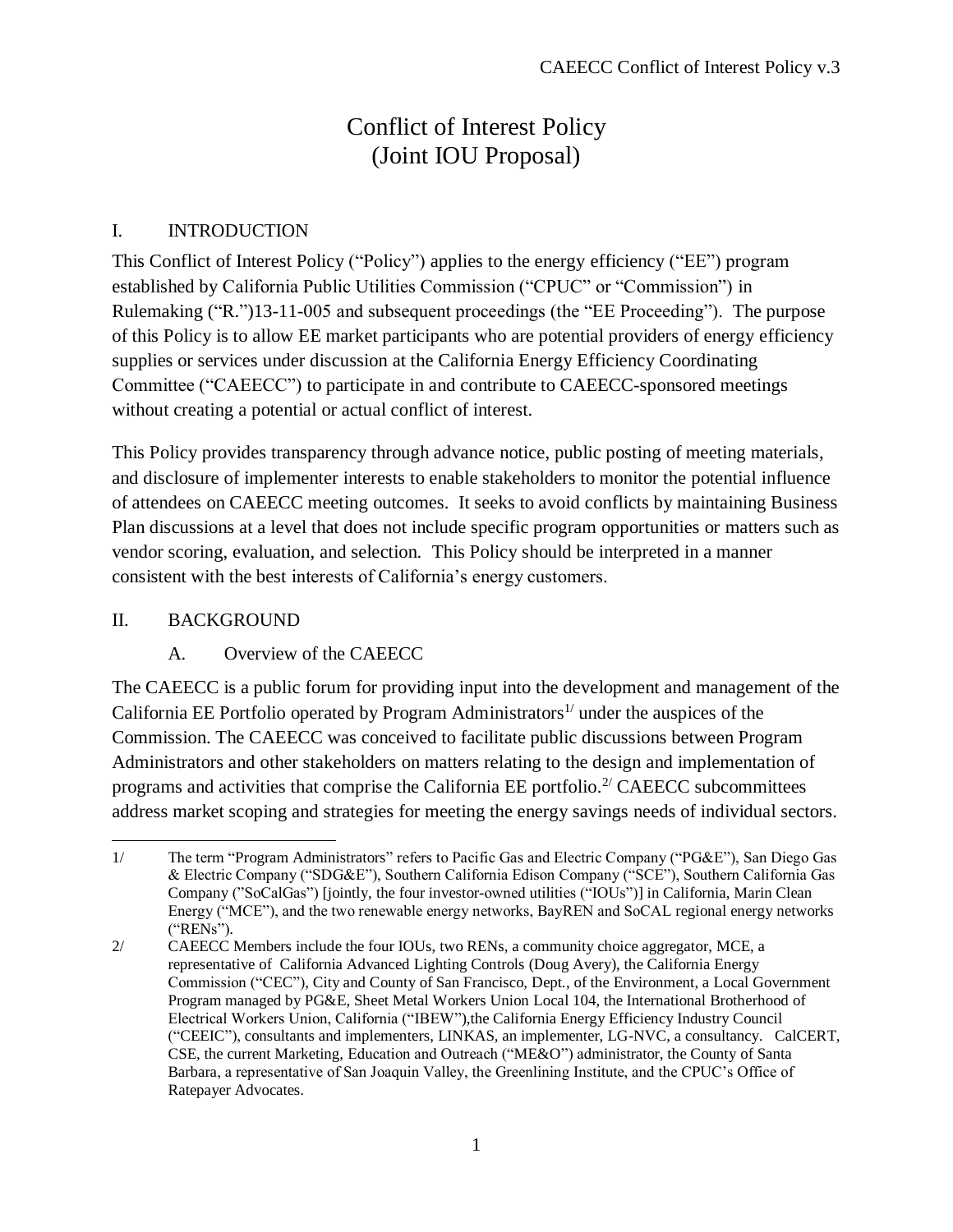# Conflict of Interest Policy
# (Joint IOU Proposal)

## I. INTRODUCTION

This Conflict of Interest Policy ("Policy") applies to the energy efficiency ("EE") program established by California Public Utilities Commission ("CPUC" or "Commission") in Rulemaking ("R.")13-11-005 and subsequent proceedings (the "EE Proceeding"). The purpose of this Policy is to allow EE market participants who are potential providers of energy efficiency supplies or services under discussion at the California Energy Efficiency Coordinating Committee ("CAEECC") to participate in and contribute to CAEECC-sponsored meetings without creating a potential or actual conflict of interest.

This Policy provides transparency through advance notice, public posting of meeting materials, and disclosure of implementer interests to enable stakeholders to monitor the potential influence of attendees on CAEECC meeting outcomes. It seeks to avoid conflicts by maintaining Business Plan discussions at a level that does not include specific program opportunities or matters such as vendor scoring, evaluation, and selection. This Policy should be interpreted in a manner consistent with the best interests of California's energy customers.

## II. BACKGROUND

### A. Overview of the CAEECC

The CAEECC is a public forum for providing input into the development and management of the California EE Portfolio operated by Program Administrators[1/] under the auspices of the Commission. The CAEECC was conceived to facilitate public discussions between Program Administrators and other stakeholders on matters relating to the design and implementation of programs and activities that comprise the California EE portfolio.[2/] CAEECC subcommittees address market scoping and strategies for meeting the energy savings needs of individual sectors.

---

1/ The term "Program Administrators" refers to Pacific Gas and Electric Company ("PG&E"), San Diego Gas & Electric Company ("SDG&E"), Southern California Edison Company ("SCE"), Southern California Gas Company ("SoCalGas") [jointly, the four investor-owned utilities ("IOUs")] in California, Marin Clean Energy ("MCE"), and the two renewable energy networks, BayREN and SoCAL regional energy networks ("RENs").

2/ CAEECC Members include the four IOUs, two RENs, a community choice aggregator, MCE, a representative of California Advanced Lighting Controls (Doug Avery), the California Energy Commission ("CEC"), City and County of San Francisco, Dept., of the Environment, a Local Government Program managed by PG&E, Sheet Metal Workers Union Local 104, the International Brotherhood of Electrical Workers Union, California ("IBEW"),the California Energy Efficiency Industry Council ("CEEIC"), consultants and implementers, LINKAS, an implementer, LG-NVC, a consultancy. CalCERT, CSE, the current Marketing, Education and Outreach ("ME&O") administrator, the County of Santa Barbara, a representative of San Joaquin Valley, the Greenlining Institute, and the CPUC's Office of Ratepayer Advocates.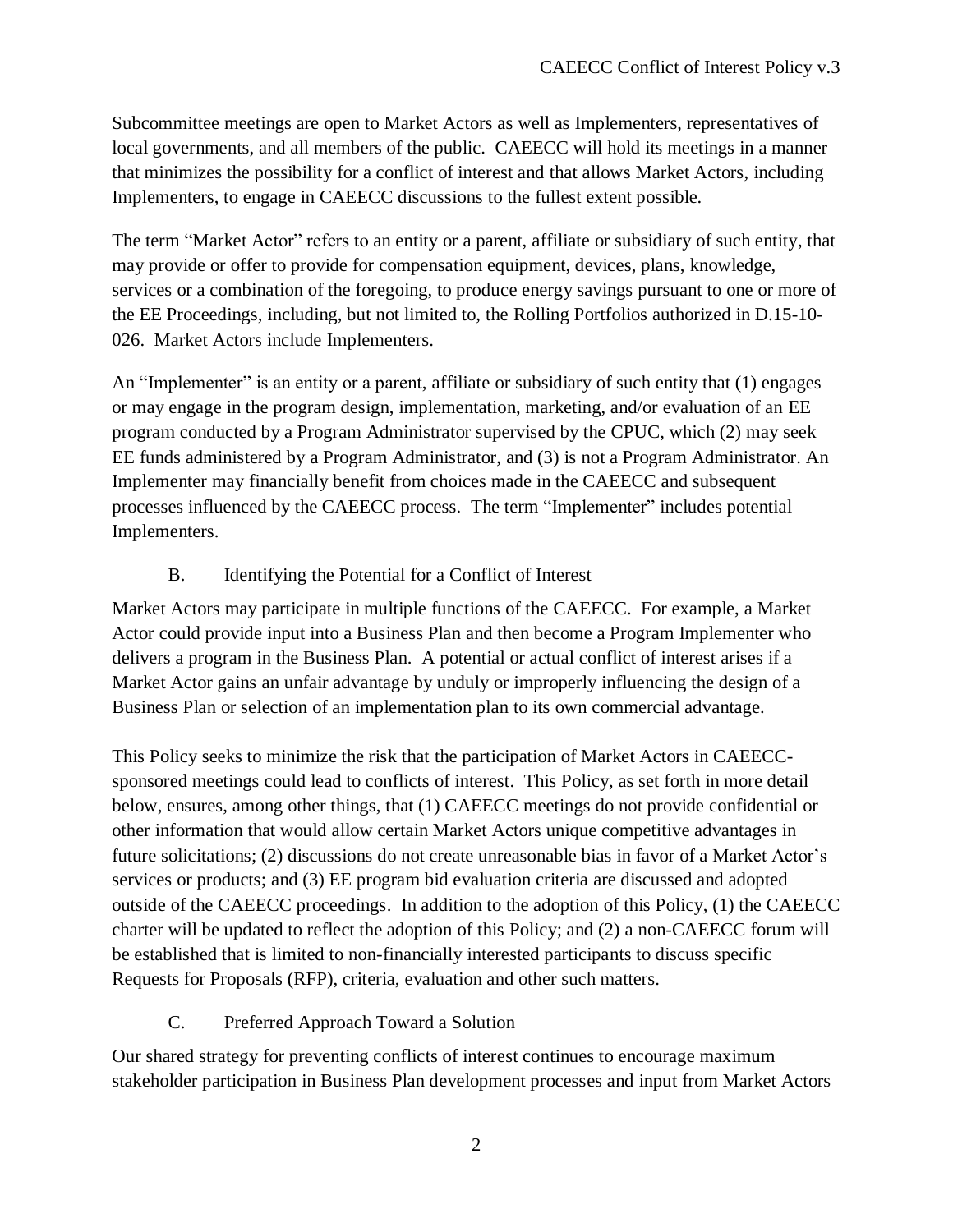Subcommittee meetings are open to Market Actors as well as Implementers, representatives of local governments, and all members of the public. CAEECC will hold its meetings in a manner that minimizes the possibility for a conflict of interest and that allows Market Actors, including Implementers, to engage in CAEECC discussions to the fullest extent possible.

The term "Market Actor" refers to an entity or a parent, affiliate or subsidiary of such entity, that may provide or offer to provide for compensation equipment, devices, plans, knowledge, services or a combination of the foregoing, to produce energy savings pursuant to one or more of the EE Proceedings, including, but not limited to, the Rolling Portfolios authorized in D.15-10-026. Market Actors include Implementers.

An "Implementer" is an entity or a parent, affiliate or subsidiary of such entity that (1) engages or may engage in the program design, implementation, marketing, and/or evaluation of an EE program conducted by a Program Administrator supervised by the CPUC, which (2) may seek EE funds administered by a Program Administrator, and (3) is not a Program Administrator. An Implementer may financially benefit from choices made in the CAEECC and subsequent processes influenced by the CAEECC process. The term "Implementer" includes potential Implementers.

## B. Identifying the Potential for a Conflict of Interest

Market Actors may participate in multiple functions of the CAEECC. For example, a Market Actor could provide input into a Business Plan and then become a Program Implementer who delivers a program in the Business Plan. A potential or actual conflict of interest arises if a Market Actor gains an unfair advantage by unduly or improperly influencing the design of a Business Plan or selection of an implementation plan to its own commercial advantage.

This Policy seeks to minimize the risk that the participation of Market Actors in CAEECC-sponsored meetings could lead to conflicts of interest. This Policy, as set forth in more detail below, ensures, among other things, that (1) CAEECC meetings do not provide confidential or other information that would allow certain Market Actors unique competitive advantages in future solicitations; (2) discussions do not create unreasonable bias in favor of a Market Actor's services or products; and (3) EE program bid evaluation criteria are discussed and adopted outside of the CAEECC proceedings. In addition to the adoption of this Policy, (1) the CAEECC charter will be updated to reflect the adoption of this Policy; and (2) a non-CAEECC forum will be established that is limited to non-financially interested participants to discuss specific Requests for Proposals (RFP), criteria, evaluation and other such matters.

## C. Preferred Approach Toward a Solution

Our shared strategy for preventing conflicts of interest continues to encourage maximum stakeholder participation in Business Plan development processes and input from Market Actors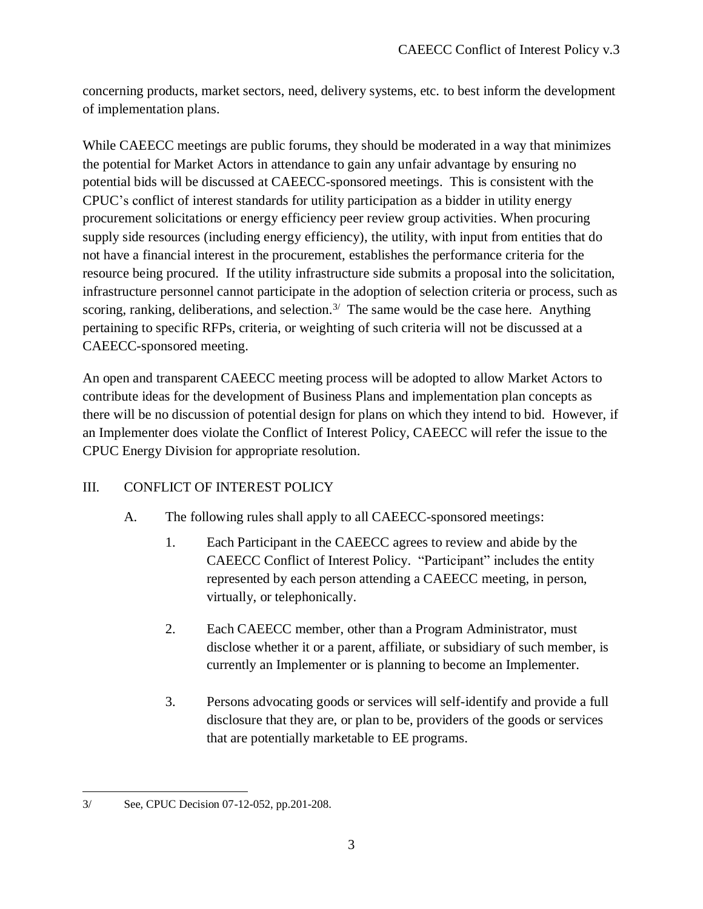concerning products, market sectors, need, delivery systems, etc. to best inform the development of implementation plans.

While CAEECC meetings are public forums, they should be moderated in a way that minimizes the potential for Market Actors in attendance to gain any unfair advantage by ensuring no potential bids will be discussed at CAEECC-sponsored meetings. This is consistent with the CPUC's conflict of interest standards for utility participation as a bidder in utility energy procurement solicitations or energy efficiency peer review group activities. When procuring supply side resources (including energy efficiency), the utility, with input from entities that do not have a financial interest in the procurement, establishes the performance criteria for the resource being procured. If the utility infrastructure side submits a proposal into the solicitation, infrastructure personnel cannot participate in the adoption of selection criteria or process, such as scoring, ranking, deliberations, and selection.[3/] The same would be the case here. Anything pertaining to specific RFPs, criteria, or weighting of such criteria will not be discussed at a CAEECC-sponsored meeting.

An open and transparent CAEECC meeting process will be adopted to allow Market Actors to contribute ideas for the development of Business Plans and implementation plan concepts as there will be no discussion of potential design for plans on which they intend to bid. However, if an Implementer does violate the Conflict of Interest Policy, CAEECC will refer the issue to the CPUC Energy Division for appropriate resolution.

## III. CONFLICT OF INTEREST POLICY

A. The following rules shall apply to all CAEECC-sponsored meetings:

1. Each Participant in the CAEECC agrees to review and abide by the CAEECC Conflict of Interest Policy. "Participant" includes the entity represented by each person attending a CAEECC meeting, in person, virtually, or telephonically.

2. Each CAEECC member, other than a Program Administrator, must disclose whether it or a parent, affiliate, or subsidiary of such member, is currently an Implementer or is planning to become an Implementer.

3. Persons advocating goods or services will self-identify and provide a full disclosure that they are, or plan to be, providers of the goods or services that are potentially marketable to EE programs.

---

3/ See, CPUC Decision 07-12-052, pp.201-208.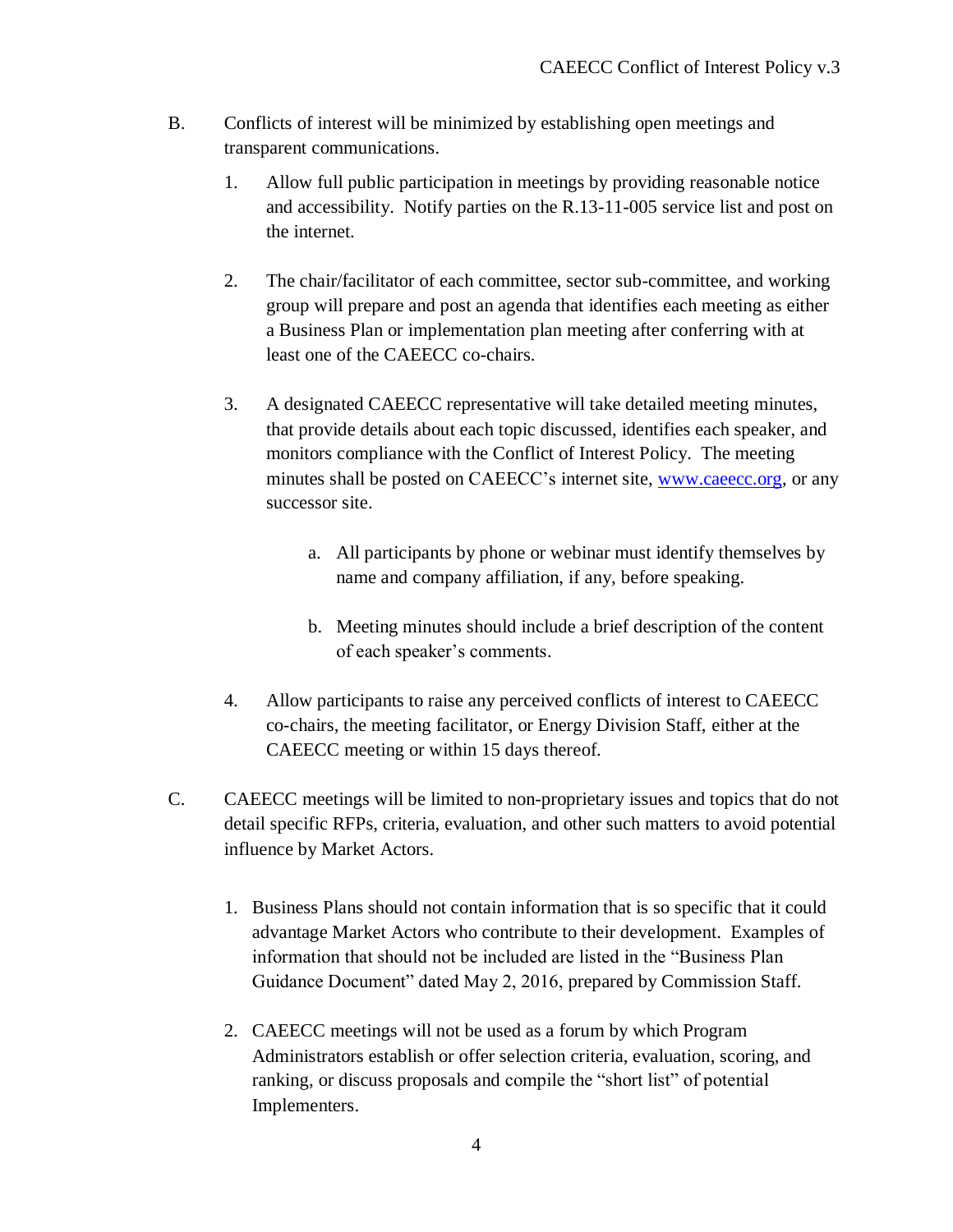B. Conflicts of interest will be minimized by establishing open meetings and transparent communications.

   1. Allow full public participation in meetings by providing reasonable notice and accessibility. Notify parties on the R.13-11-005 service list and post on the internet.

   2. The chair/facilitator of each committee, sector sub-committee, and working group will prepare and post an agenda that identifies each meeting as either a Business Plan or implementation plan meeting after conferring with at least one of the CAEECC co-chairs.

   3. A designated CAEECC representative will take detailed meeting minutes, that provide details about each topic discussed, identifies each speaker, and monitors compliance with the Conflict of Interest Policy. The meeting minutes shall be posted on CAEECC's internet site, [www.caeecc.org](http://www.caeecc.org), or any successor site.

      a. All participants by phone or webinar must identify themselves by name and company affiliation, if any, before speaking.

      b. Meeting minutes should include a brief description of the content of each speaker's comments.

   4. Allow participants to raise any perceived conflicts of interest to CAEECC co-chairs, the meeting facilitator, or Energy Division Staff, either at the CAEECC meeting or within 15 days thereof.

C. CAEECC meetings will be limited to non-proprietary issues and topics that do not detail specific RFPs, criteria, evaluation, and other such matters to avoid potential influence by Market Actors.

   1. Business Plans should not contain information that is so specific that it could advantage Market Actors who contribute to their development. Examples of information that should not be included are listed in the "Business Plan Guidance Document" dated May 2, 2016, prepared by Commission Staff.

   2. CAEECC meetings will not be used as a forum by which Program Administrators establish or offer selection criteria, evaluation, scoring, and ranking, or discuss proposals and compile the "short list" of potential Implementers.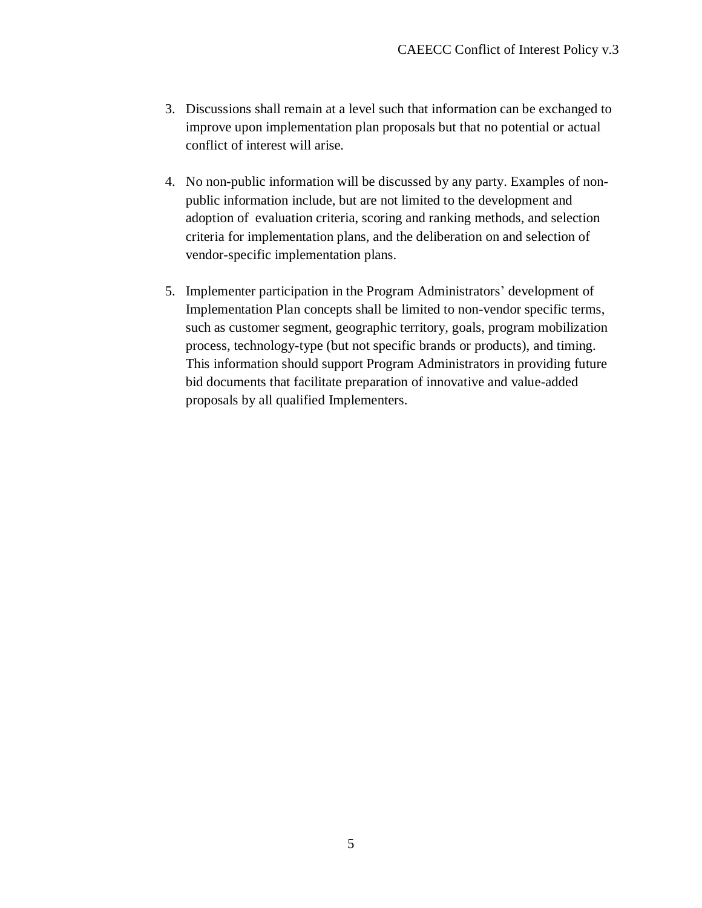3. Discussions shall remain at a level such that information can be exchanged to improve upon implementation plan proposals but that no potential or actual conflict of interest will arise.

4. No non-public information will be discussed by any party. Examples of non-public information include, but are not limited to the development and adoption of evaluation criteria, scoring and ranking methods, and selection criteria for implementation plans, and the deliberation on and selection of vendor-specific implementation plans.

5. Implementer participation in the Program Administrators' development of Implementation Plan concepts shall be limited to non-vendor specific terms, such as customer segment, geographic territory, goals, program mobilization process, technology-type (but not specific brands or products), and timing. This information should support Program Administrators in providing future bid documents that facilitate preparation of innovative and value-added proposals by all qualified Implementers.